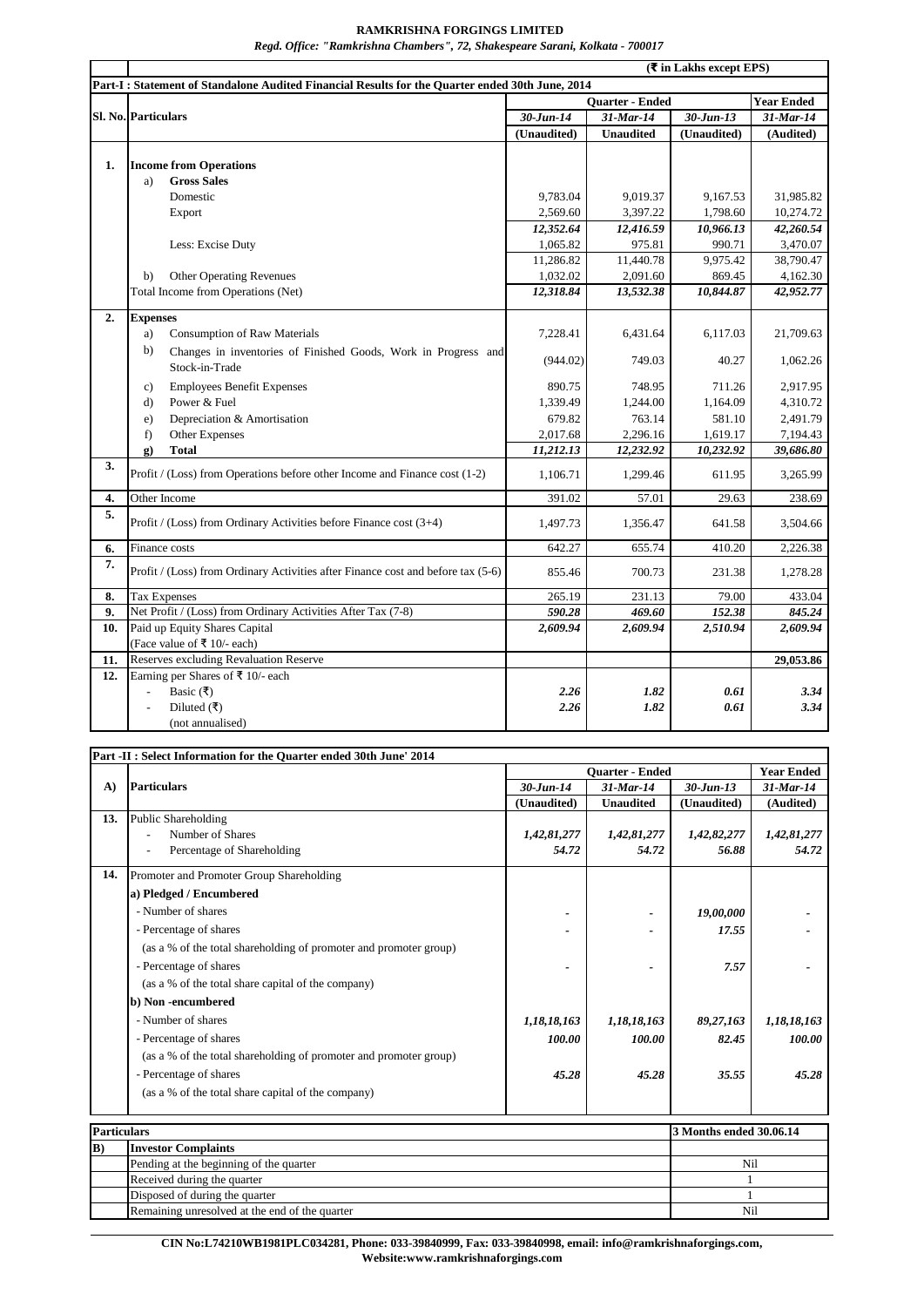# RAMKRISHNA FORGINGS LIMITED

*Regd. Office: "Ramkrishna Chambers", 72, Shakespeare Sarani, Kolkata - 700017*

(₹ in Lakhs except EPS)

**Part-I : Statement of Standalone Audited Financial Results for the Quarter ended 30th June, 2014**

| Sl. No. | Particulars | Quarter - Ended | | | Year Ended |
|---|---|---|---|---|---|
| | | *30-Jun-14* | *31-Mar-14* | *30-Jun-13* | *31-Mar-14* |
| | | (Unaudited) | Unaudited | (Unaudited) | (Audited) |
| 1. | **Income from Operations** | | | | |
| | a) **Gross Sales** | | | | |
| | Domestic | 9,783.04 | 9,019.37 | 9,167.53 | 31,985.82 |
| | Export | 2,569.60 | 3,397.22 | 1,798.60 | 10,274.72 |
| | | *12,352.64* | *12,416.59* | *10,966.13* | *42,260.54* |
| | Less: Excise Duty | 1,065.82 | 975.81 | 990.71 | 3,470.07 |
| | | 11,286.82 | 11,440.78 | 9,975.42 | 38,790.47 |
| | b) Other Operating Revenues | 1,032.02 | 2,091.60 | 869.45 | 4,162.30 |
| | Total Income from Operations (Net) | *12,318.84* | *13,532.38* | *10,844.87* | *42,952.77* |
| 2. | **Expenses** | | | | |
| | a) Consumption of Raw Materials | 7,228.41 | 6,431.64 | 6,117.03 | 21,709.63 |
| | b) Changes in inventories of Finished Goods, Work in Progress and Stock-in-Trade | (944.02) | 749.03 | 40.27 | 1,062.26 |
| | c) Employees Benefit Expenses | 890.75 | 748.95 | 711.26 | 2,917.95 |
| | d) Power & Fuel | 1,339.49 | 1,244.00 | 1,164.09 | 4,310.72 |
| | e) Depreciation & Amortisation | 679.82 | 763.14 | 581.10 | 2,491.79 |
| | f) Other Expenses | 2,017.68 | 2,296.16 | 1,619.17 | 7,194.43 |
| | g) **Total** | *11,212.13* | *12,232.92* | *10,232.92* | *39,686.80* |
| 3. | Profit / (Loss) from Operations before other Income and Finance cost (1-2) | 1,106.71 | 1,299.46 | 611.95 | 3,265.99 |
| 4. | Other Income | 391.02 | 57.01 | 29.63 | 238.69 |
| 5. | Profit / (Loss) from Ordinary Activities before Finance cost (3+4) | 1,497.73 | 1,356.47 | 641.58 | 3,504.66 |
| 6. | Finance costs | 642.27 | 655.74 | 410.20 | 2,226.38 |
| 7. | Profit / (Loss) from Ordinary Activities after Finance cost and before tax (5-6) | 855.46 | 700.73 | 231.38 | 1,278.28 |
| 8. | Tax Expenses | 265.19 | 231.13 | 79.00 | 433.04 |
| 9. | Net Profit / (Loss) from Ordinary Activities After Tax (7-8) | *590.28* | *469.60* | *152.38* | *845.24* |
| 10. | Paid up Equity Shares Capital (Face value of ₹ 10/- each) | *2,609.94* | *2,609.94* | *2,510.94* | *2,609.94* |
| 11. | Reserves excluding Revaluation Reserve | | | | **29,053.86** |
| 12. | Earning per Shares of ₹ 10/- each | | | | |
| | - Basic (₹) | *2.26* | *1.82* | *0.61* | *3.34* |
| | - Diluted (₹) | *2.26* | *1.82* | *0.61* | *3.34* |
| | (not annualised) | | | | |

**Part -II : Select Information for the Quarter ended 30th June' 2014**

| A) | Particulars | Quarter - Ended | | | Year Ended |
|---|---|---|---|---|---|
| | | *30-Jun-14* | *31-Mar-14* | *30-Jun-13* | *31-Mar-14* |
| | | (Unaudited) | Unaudited | (Unaudited) | (Audited) |
| 13. | Public Shareholding | | | | |
| | - Number of Shares | *1,42,81,277* | *1,42,81,277* | *1,42,82,277* | *1,42,81,277* |
| | - Percentage of Shareholding | *54.72* | *54.72* | *56.88* | *54.72* |
| 14. | Promoter and Promoter Group Shareholding | | | | |
| | **a) Pledged / Encumbered** | | | | |
| | - Number of shares | - | - | *19,00,000* | - |
| | - Percentage of shares (as a % of the total shareholding of promoter and promoter group) | - | - | *17.55* | - |
| | - Percentage of shares (as a % of the total share capital of the company) | - | - | *7.57* | - |
| | **b) Non -encumbered** | | | | |
| | - Number of shares | *1,18,18,163* | *1,18,18,163* | *89,27,163* | *1,18,18,163* |
| | - Percentage of shares (as a % of the total shareholding of promoter and promoter group) | *100.00* | *100.00* | *82.45* | *100.00* |
| | - Percentage of shares (as a % of the total share capital of the company) | *45.28* | *45.28* | *35.55* | *45.28* |

| Particulars | | 3 Months ended 30.06.14 |
|---|---|---|
| B) | **Investor Complaints** | |
| | Pending at the beginning of the quarter | Nil |
| | Received during the quarter | 1 |
| | Disposed of during the quarter | 1 |
| | Remaining unresolved at the end of the quarter | Nil |

**CIN No:L74210WB1981PLC034281, Phone: 033-39840999, Fax: 033-39840998, email: info@ramkrishnaforgings.com, Website:www.ramkrishnaforgings.com**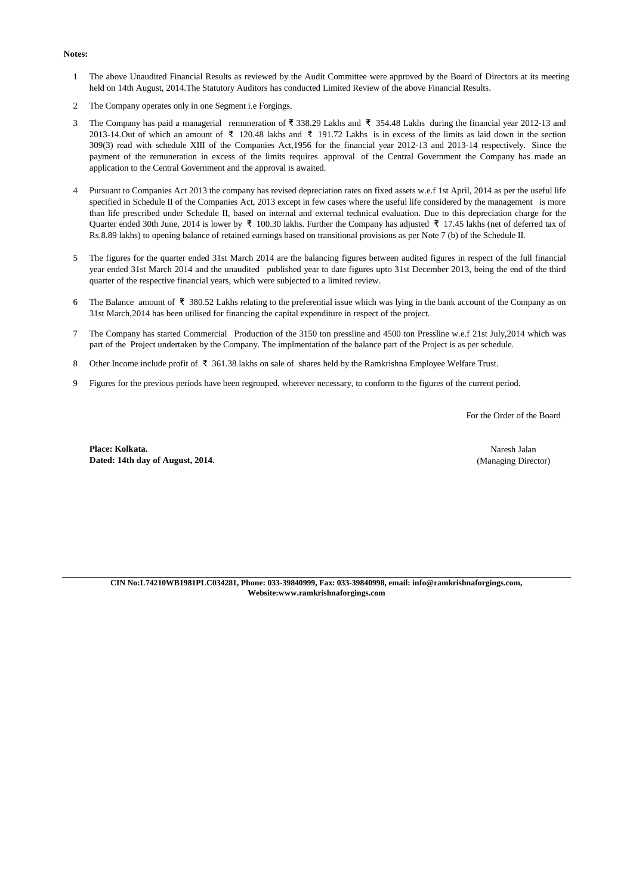**Notes:**

1. The above Unaudited Financial Results as reviewed by the Audit Committee were approved by the Board of Directors at its meeting held on 14th August, 2014.The Statutory Auditors has conducted Limited Review of the above Financial Results.

2. The Company operates only in one Segment i.e Forgings.

3. The Company has paid a managerial remuneration of ₹ 338.29 Lakhs and ₹ 354.48 Lakhs during the financial year 2012-13 and 2013-14.Out of which an amount of ₹ 120.48 lakhs and ₹ 191.72 Lakhs is in excess of the limits as laid down in the section 309(3) read with schedule XIII of the Companies Act,1956 for the financial year 2012-13 and 2013-14 respectively. Since the payment of the remuneration in excess of the limits requires approval of the Central Government the Company has made an application to the Central Government and the approval is awaited.

4. Pursuant to Companies Act 2013 the company has revised depreciation rates on fixed assets w.e.f 1st April, 2014 as per the useful life specified in Schedule II of the Companies Act, 2013 except in few cases where the useful life considered by the management is more than life prescribed under Schedule II, based on internal and external technical evaluation. Due to this depreciation charge for the Quarter ended 30th June, 2014 is lower by ₹ 100.30 lakhs. Further the Company has adjusted ₹ 17.45 lakhs (net of deferred tax of Rs.8.89 lakhs) to opening balance of retained earnings based on transitional provisions as per Note 7 (b) of the Schedule II.

5. The figures for the quarter ended 31st March 2014 are the balancing figures between audited figures in respect of the full financial year ended 31st March 2014 and the unaudited published year to date figures upto 31st December 2013, being the end of the third quarter of the respective financial years, which were subjected to a limited review.

6. The Balance amount of ₹ 380.52 Lakhs relating to the preferential issue which was lying in the bank account of the Company as on 31st March,2014 has been utilised for financing the capital expenditure in respect of the project.

7. The Company has started Commercial Production of the 3150 ton pressline and 4500 ton Pressline w.e.f 21st July,2014 which was part of the Project undertaken by the Company. The implmentation of the balance part of the Project is as per schedule.

8. Other Income include profit of ₹ 361.38 lakhs on sale of shares held by the Ramkrishna Employee Welfare Trust.

9. Figures for the previous periods have been regrouped, wherever necessary, to conform to the figures of the current period.

For the Order of the Board

**Place: Kolkata.**
**Dated: 14th day of August, 2014.**

Naresh Jalan
(Managing Director)

**CIN No:L74210WB1981PLC034281, Phone: 033-39840999, Fax: 033-39840998, email: info@ramkrishnaforgings.com, Website:www.ramkrishnaforgings.com**